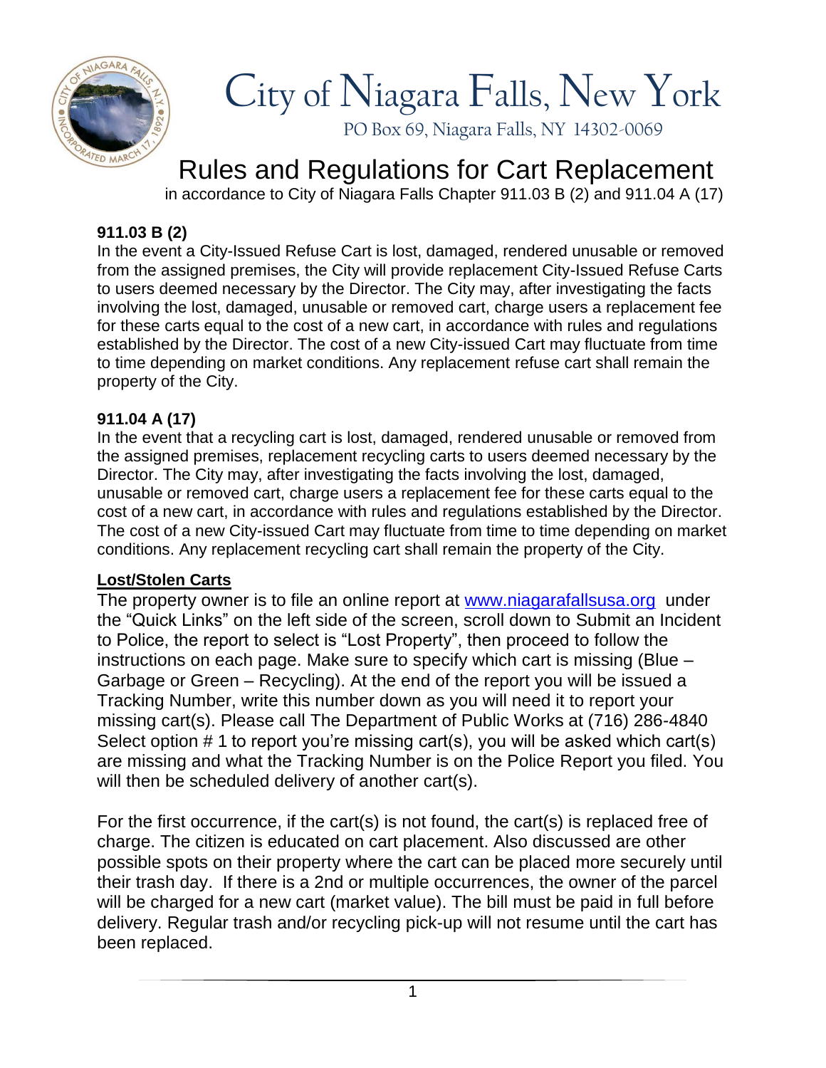# City of Niagara Falls, New York

PO Box 69, Niagara Falls, NY 14302-0069

## Rules and Regulations for Cart Replacement

in accordance to City of Niagara Falls Chapter 911.03 B (2) and 911.04 A (17)

**911.03 B (2)**

In the event a City-Issued Refuse Cart is lost, damaged, rendered unusable or removed from the assigned premises, the City will provide replacement City-Issued Refuse Carts to users deemed necessary by the Director. The City may, after investigating the facts involving the lost, damaged, unusable or removed cart, charge users a replacement fee for these carts equal to the cost of a new cart, in accordance with rules and regulations established by the Director. The cost of a new City-issued Cart may fluctuate from time to time depending on market conditions. Any replacement refuse cart shall remain the property of the City.

**911.04 A (17)**

In the event that a recycling cart is lost, damaged, rendered unusable or removed from the assigned premises, replacement recycling carts to users deemed necessary by the Director. The City may, after investigating the facts involving the lost, damaged, unusable or removed cart, charge users a replacement fee for these carts equal to the cost of a new cart, in accordance with rules and regulations established by the Director. The cost of a new City-issued Cart may fluctuate from time to time depending on market conditions. Any replacement recycling cart shall remain the property of the City.

**Lost/Stolen Carts**

The property owner is to file an online report at www.niagarafallsusa.org under the "Quick Links" on the left side of the screen, scroll down to Submit an Incident to Police, the report to select is "Lost Property", then proceed to follow the instructions on each page. Make sure to specify which cart is missing (Blue – Garbage or Green – Recycling). At the end of the report you will be issued a Tracking Number, write this number down as you will need it to report your missing cart(s). Please call The Department of Public Works at (716) 286-4840 Select option # 1 to report you're missing cart(s), you will be asked which cart(s) are missing and what the Tracking Number is on the Police Report you filed. You will then be scheduled delivery of another cart(s).

For the first occurrence, if the cart(s) is not found, the cart(s) is replaced free of charge. The citizen is educated on cart placement. Also discussed are other possible spots on their property where the cart can be placed more securely until their trash day. If there is a 2nd or multiple occurrences, the owner of the parcel will be charged for a new cart (market value). The bill must be paid in full before delivery. Regular trash and/or recycling pick-up will not resume until the cart has been replaced.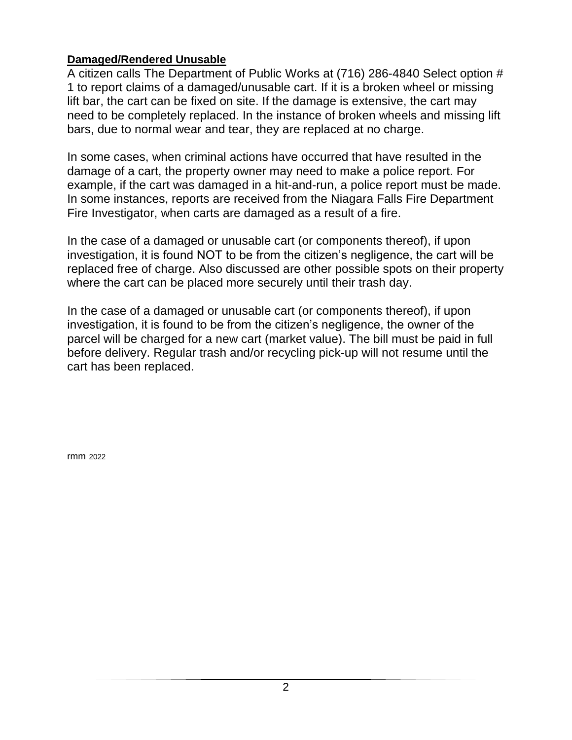**Damaged/Rendered Unusable**

A citizen calls The Department of Public Works at (716) 286-4840 Select option # 1 to report claims of a damaged/unusable cart. If it is a broken wheel or missing lift bar, the cart can be fixed on site. If the damage is extensive, the cart may need to be completely replaced. In the instance of broken wheels and missing lift bars, due to normal wear and tear, they are replaced at no charge.

In some cases, when criminal actions have occurred that have resulted in the damage of a cart, the property owner may need to make a police report. For example, if the cart was damaged in a hit-and-run, a police report must be made. In some instances, reports are received from the Niagara Falls Fire Department Fire Investigator, when carts are damaged as a result of a fire.

In the case of a damaged or unusable cart (or components thereof), if upon investigation, it is found NOT to be from the citizen's negligence, the cart will be replaced free of charge. Also discussed are other possible spots on their property where the cart can be placed more securely until their trash day.

In the case of a damaged or unusable cart (or components thereof), if upon investigation, it is found to be from the citizen's negligence, the owner of the parcel will be charged for a new cart (market value). The bill must be paid in full before delivery. Regular trash and/or recycling pick-up will not resume until the cart has been replaced.

rmm 2022